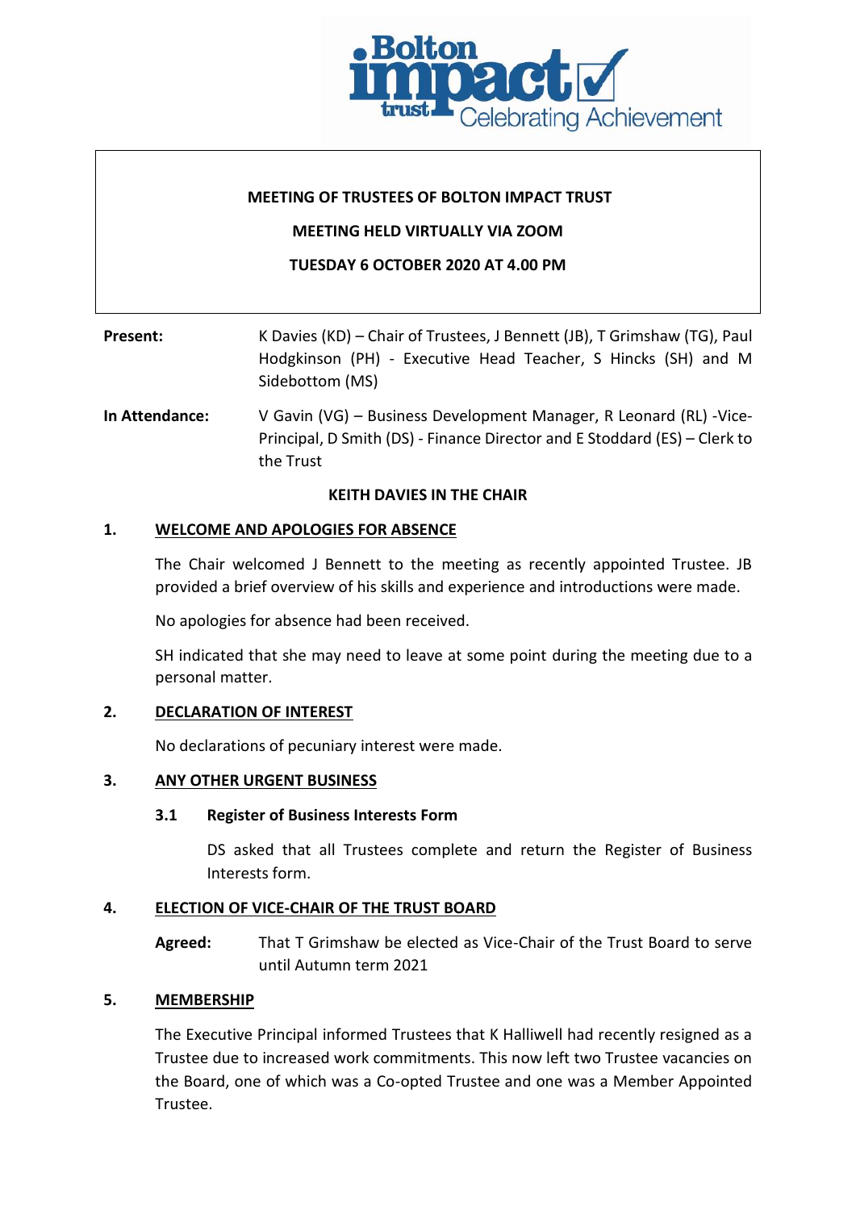**MEETING OF TRUSTEES OF BOLTON IMPACT TRUST**

**MEETING HELD VIRTUALLY VIA ZOOM**

**TUESDAY 6 OCTOBER 2020 AT 4.00 PM**

**Present:** K Davies (KD) – Chair of Trustees, J Bennett (JB), T Grimshaw (TG), Paul Hodgkinson (PH) - Executive Head Teacher, S Hincks (SH) and M Sidebottom (MS)

**In Attendance:** V Gavin (VG) – Business Development Manager, R Leonard (RL) -Vice-Principal, D Smith (DS) - Finance Director and E Stoddard (ES) – Clerk to the Trust

**KEITH DAVIES IN THE CHAIR**

## 1. WELCOME AND APOLOGIES FOR ABSENCE

The Chair welcomed J Bennett to the meeting as recently appointed Trustee. JB provided a brief overview of his skills and experience and introductions were made.

No apologies for absence had been received.

SH indicated that she may need to leave at some point during the meeting due to a personal matter.

## 2. DECLARATION OF INTEREST

No declarations of pecuniary interest were made.

## 3. ANY OTHER URGENT BUSINESS

### 3.1 Register of Business Interests Form

DS asked that all Trustees complete and return the Register of Business Interests form.

## 4. ELECTION OF VICE-CHAIR OF THE TRUST BOARD

**Agreed:** That T Grimshaw be elected as Vice-Chair of the Trust Board to serve until Autumn term 2021

## 5. MEMBERSHIP

The Executive Principal informed Trustees that K Halliwell had recently resigned as a Trustee due to increased work commitments. This now left two Trustee vacancies on the Board, one of which was a Co-opted Trustee and one was a Member Appointed Trustee.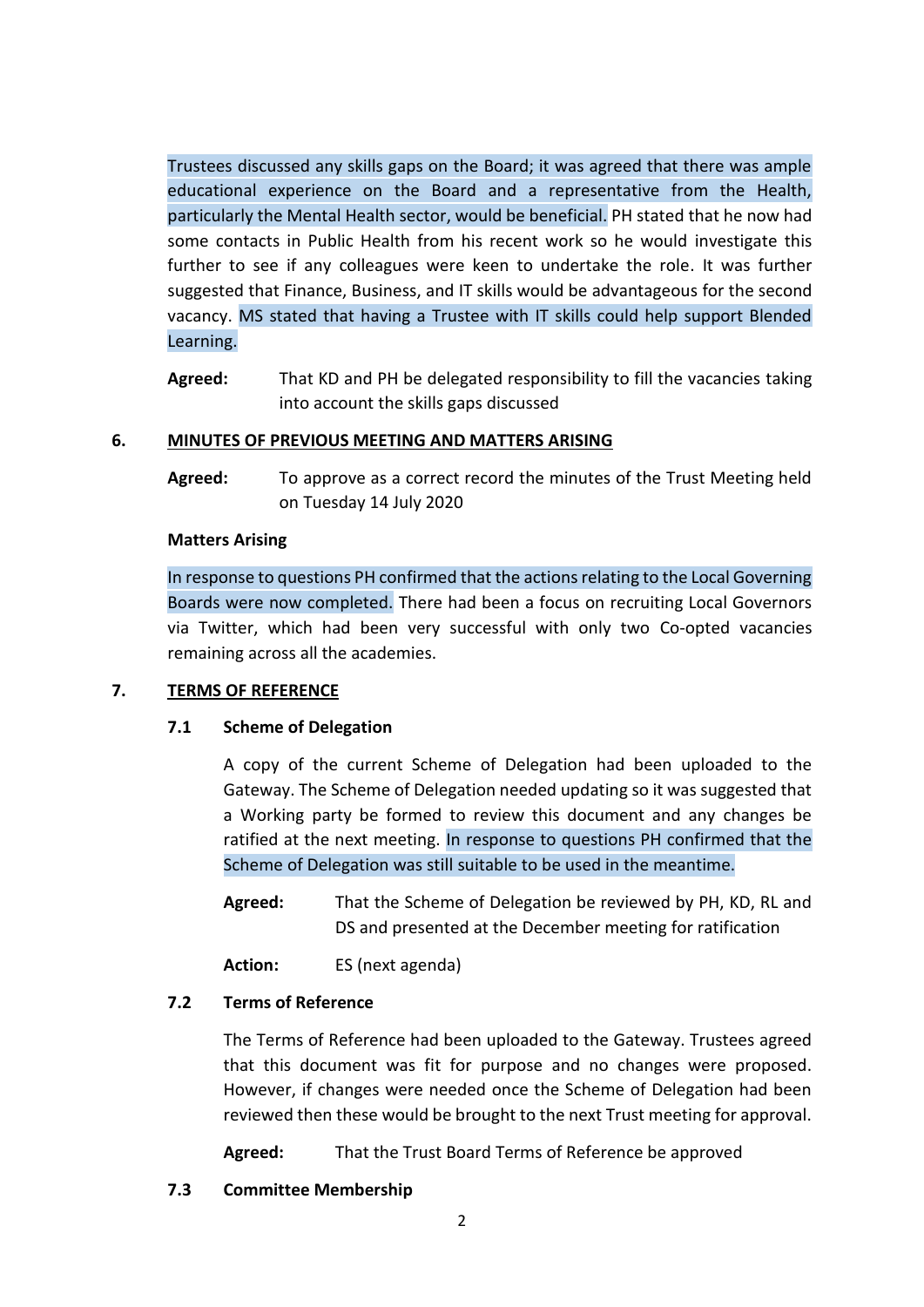Trustees discussed any skills gaps on the Board; it was agreed that there was ample educational experience on the Board and a representative from the Health, particularly the Mental Health sector, would be beneficial. PH stated that he now had some contacts in Public Health from his recent work so he would investigate this further to see if any colleagues were keen to undertake the role. It was further suggested that Finance, Business, and IT skills would be advantageous for the second vacancy. MS stated that having a Trustee with IT skills could help support Blended Learning.

**Agreed:** That KD and PH be delegated responsibility to fill the vacancies taking into account the skills gaps discussed

## 6. MINUTES OF PREVIOUS MEETING AND MATTERS ARISING

**Agreed:** To approve as a correct record the minutes of the Trust Meeting held on Tuesday 14 July 2020

**Matters Arising**

In response to questions PH confirmed that the actions relating to the Local Governing Boards were now completed. There had been a focus on recruiting Local Governors via Twitter, which had been very successful with only two Co-opted vacancies remaining across all the academies.

## 7. TERMS OF REFERENCE

### 7.1 Scheme of Delegation

A copy of the current Scheme of Delegation had been uploaded to the Gateway. The Scheme of Delegation needed updating so it was suggested that a Working party be formed to review this document and any changes be ratified at the next meeting. In response to questions PH confirmed that the Scheme of Delegation was still suitable to be used in the meantime.

**Agreed:** That the Scheme of Delegation be reviewed by PH, KD, RL and DS and presented at the December meeting for ratification

**Action:** ES (next agenda)

### 7.2 Terms of Reference

The Terms of Reference had been uploaded to the Gateway. Trustees agreed that this document was fit for purpose and no changes were proposed. However, if changes were needed once the Scheme of Delegation had been reviewed then these would be brought to the next Trust meeting for approval.

**Agreed:** That the Trust Board Terms of Reference be approved

### 7.3 Committee Membership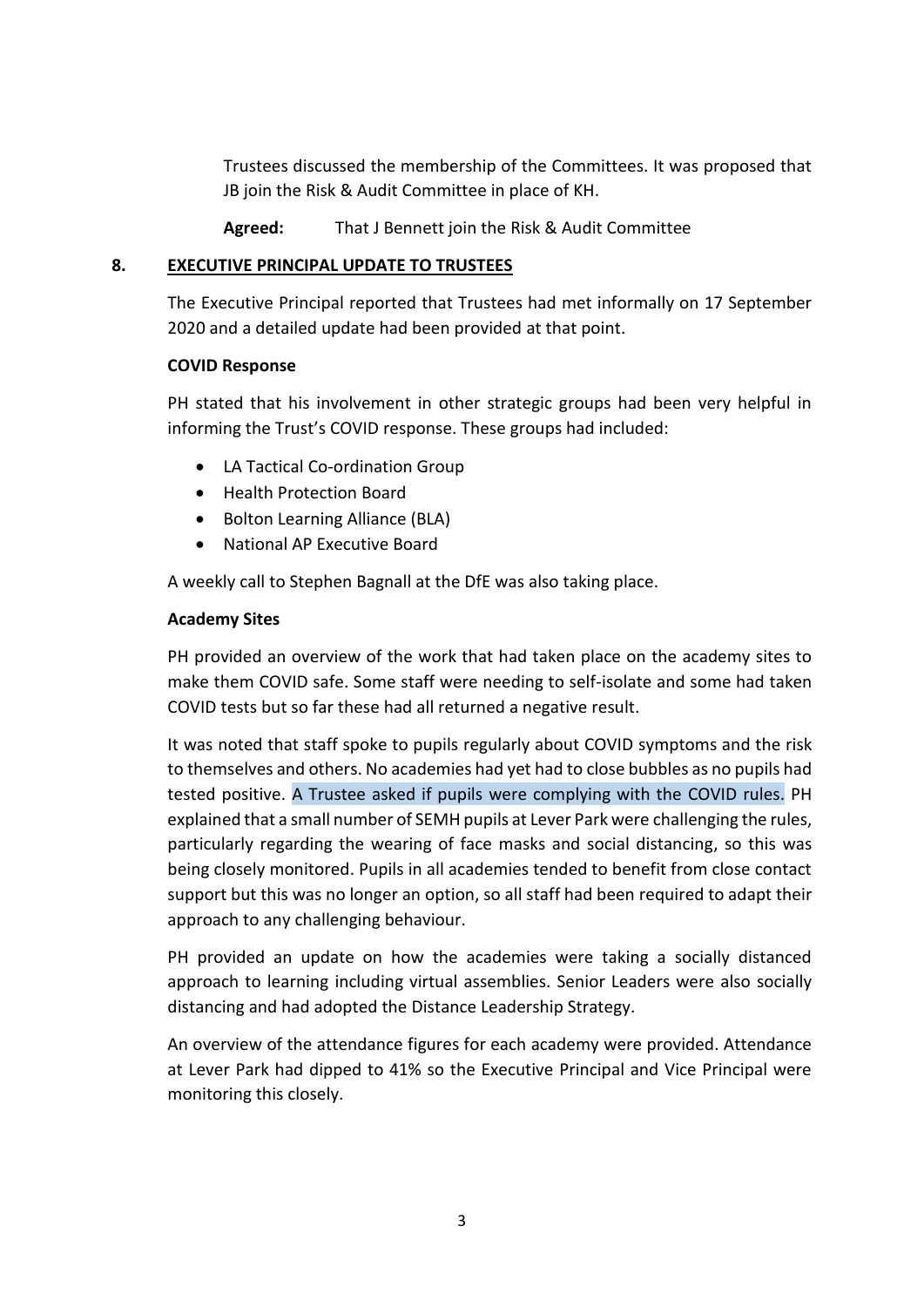Trustees discussed the membership of the Committees. It was proposed that JB join the Risk & Audit Committee in place of KH.

**Agreed:** That J Bennett join the Risk & Audit Committee

## 8. EXECUTIVE PRINCIPAL UPDATE TO TRUSTEES

The Executive Principal reported that Trustees had met informally on 17 September 2020 and a detailed update had been provided at that point.

**COVID Response**

PH stated that his involvement in other strategic groups had been very helpful in informing the Trust's COVID response. These groups had included:

- LA Tactical Co-ordination Group
- Health Protection Board
- Bolton Learning Alliance (BLA)
- National AP Executive Board

A weekly call to Stephen Bagnall at the DfE was also taking place.

**Academy Sites**

PH provided an overview of the work that had taken place on the academy sites to make them COVID safe. Some staff were needing to self-isolate and some had taken COVID tests but so far these had all returned a negative result.

It was noted that staff spoke to pupils regularly about COVID symptoms and the risk to themselves and others. No academies had yet had to close bubbles as no pupils had tested positive. A Trustee asked if pupils were complying with the COVID rules. PH explained that a small number of SEMH pupils at Lever Park were challenging the rules, particularly regarding the wearing of face masks and social distancing, so this was being closely monitored. Pupils in all academies tended to benefit from close contact support but this was no longer an option, so all staff had been required to adapt their approach to any challenging behaviour.

PH provided an update on how the academies were taking a socially distanced approach to learning including virtual assemblies. Senior Leaders were also socially distancing and had adopted the Distance Leadership Strategy.

An overview of the attendance figures for each academy were provided. Attendance at Lever Park had dipped to 41% so the Executive Principal and Vice Principal were monitoring this closely.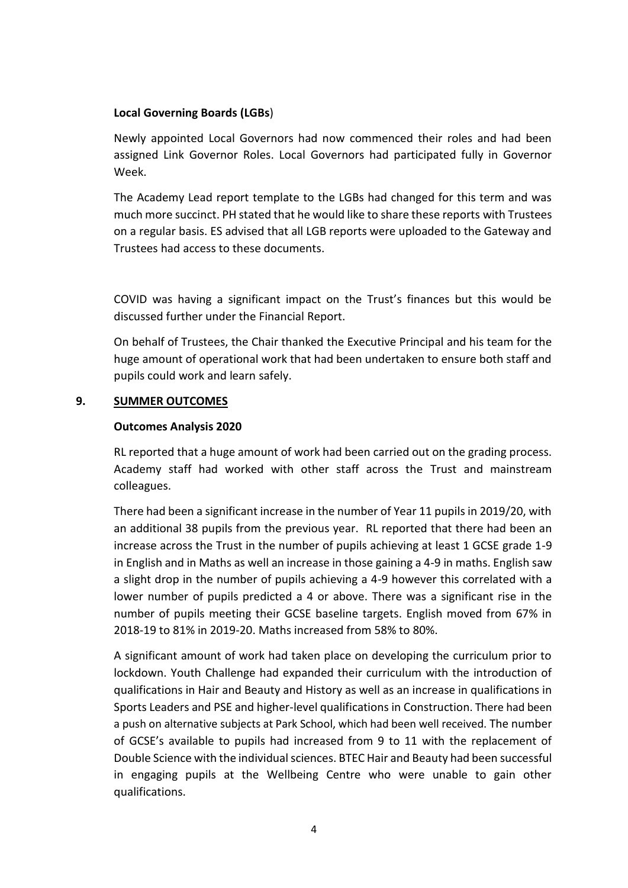**Local Governing Boards (LGBs**)

Newly appointed Local Governors had now commenced their roles and had been assigned Link Governor Roles. Local Governors had participated fully in Governor Week.

The Academy Lead report template to the LGBs had changed for this term and was much more succinct. PH stated that he would like to share these reports with Trustees on a regular basis. ES advised that all LGB reports were uploaded to the Gateway and Trustees had access to these documents.

COVID was having a significant impact on the Trust's finances but this would be discussed further under the Financial Report.

On behalf of Trustees, the Chair thanked the Executive Principal and his team for the huge amount of operational work that had been undertaken to ensure both staff and pupils could work and learn safely.

## 9. SUMMER OUTCOMES

**Outcomes Analysis 2020**

RL reported that a huge amount of work had been carried out on the grading process. Academy staff had worked with other staff across the Trust and mainstream colleagues.

There had been a significant increase in the number of Year 11 pupils in 2019/20, with an additional 38 pupils from the previous year. RL reported that there had been an increase across the Trust in the number of pupils achieving at least 1 GCSE grade 1-9 in English and in Maths as well an increase in those gaining a 4-9 in maths. English saw a slight drop in the number of pupils achieving a 4-9 however this correlated with a lower number of pupils predicted a 4 or above. There was a significant rise in the number of pupils meeting their GCSE baseline targets. English moved from 67% in 2018-19 to 81% in 2019-20. Maths increased from 58% to 80%.

A significant amount of work had taken place on developing the curriculum prior to lockdown. Youth Challenge had expanded their curriculum with the introduction of qualifications in Hair and Beauty and History as well as an increase in qualifications in Sports Leaders and PSE and higher-level qualifications in Construction. There had been a push on alternative subjects at Park School, which had been well received. The number of GCSE's available to pupils had increased from 9 to 11 with the replacement of Double Science with the individual sciences. BTEC Hair and Beauty had been successful in engaging pupils at the Wellbeing Centre who were unable to gain other qualifications.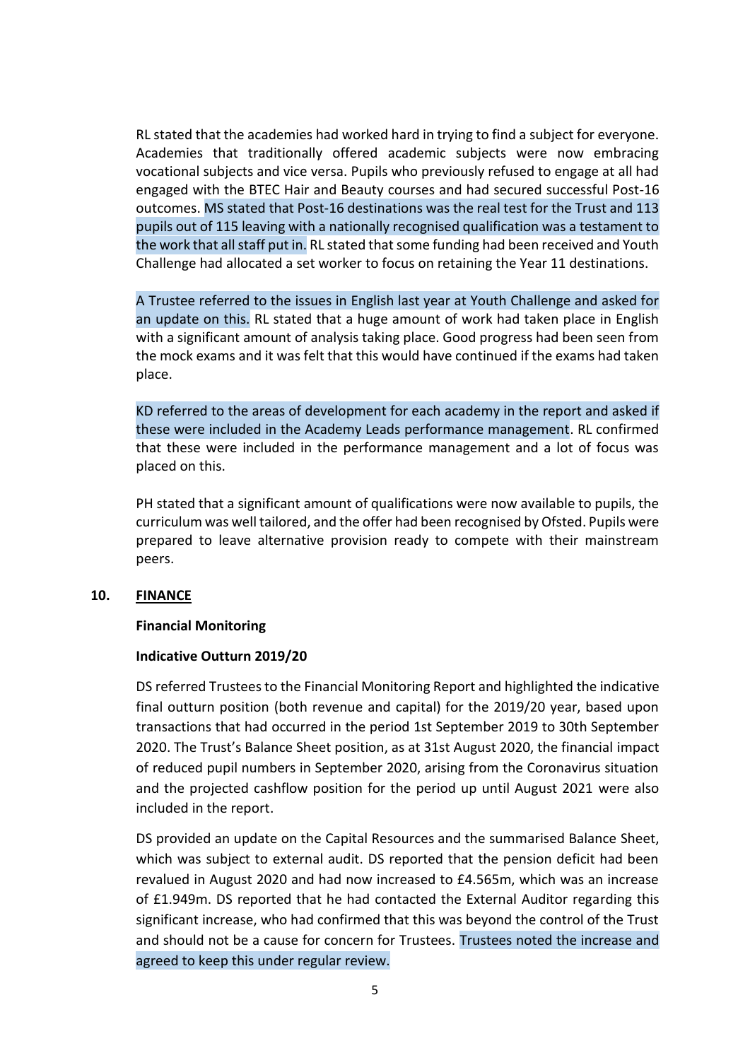RL stated that the academies had worked hard in trying to find a subject for everyone. Academies that traditionally offered academic subjects were now embracing vocational subjects and vice versa. Pupils who previously refused to engage at all had engaged with the BTEC Hair and Beauty courses and had secured successful Post-16 outcomes. MS stated that Post-16 destinations was the real test for the Trust and 113 pupils out of 115 leaving with a nationally recognised qualification was a testament to the work that all staff put in. RL stated that some funding had been received and Youth Challenge had allocated a set worker to focus on retaining the Year 11 destinations.

A Trustee referred to the issues in English last year at Youth Challenge and asked for an update on this. RL stated that a huge amount of work had taken place in English with a significant amount of analysis taking place. Good progress had been seen from the mock exams and it was felt that this would have continued if the exams had taken place.

KD referred to the areas of development for each academy in the report and asked if these were included in the Academy Leads performance management. RL confirmed that these were included in the performance management and a lot of focus was placed on this.

PH stated that a significant amount of qualifications were now available to pupils, the curriculum was well tailored, and the offer had been recognised by Ofsted. Pupils were prepared to leave alternative provision ready to compete with their mainstream peers.

## 10. FINANCE

**Financial Monitoring**

**Indicative Outturn 2019/20**

DS referred Trustees to the Financial Monitoring Report and highlighted the indicative final outturn position (both revenue and capital) for the 2019/20 year, based upon transactions that had occurred in the period 1st September 2019 to 30th September 2020. The Trust's Balance Sheet position, as at 31st August 2020, the financial impact of reduced pupil numbers in September 2020, arising from the Coronavirus situation and the projected cashflow position for the period up until August 2021 were also included in the report.

DS provided an update on the Capital Resources and the summarised Balance Sheet, which was subject to external audit. DS reported that the pension deficit had been revalued in August 2020 and had now increased to £4.565m, which was an increase of £1.949m. DS reported that he had contacted the External Auditor regarding this significant increase, who had confirmed that this was beyond the control of the Trust and should not be a cause for concern for Trustees. Trustees noted the increase and agreed to keep this under regular review.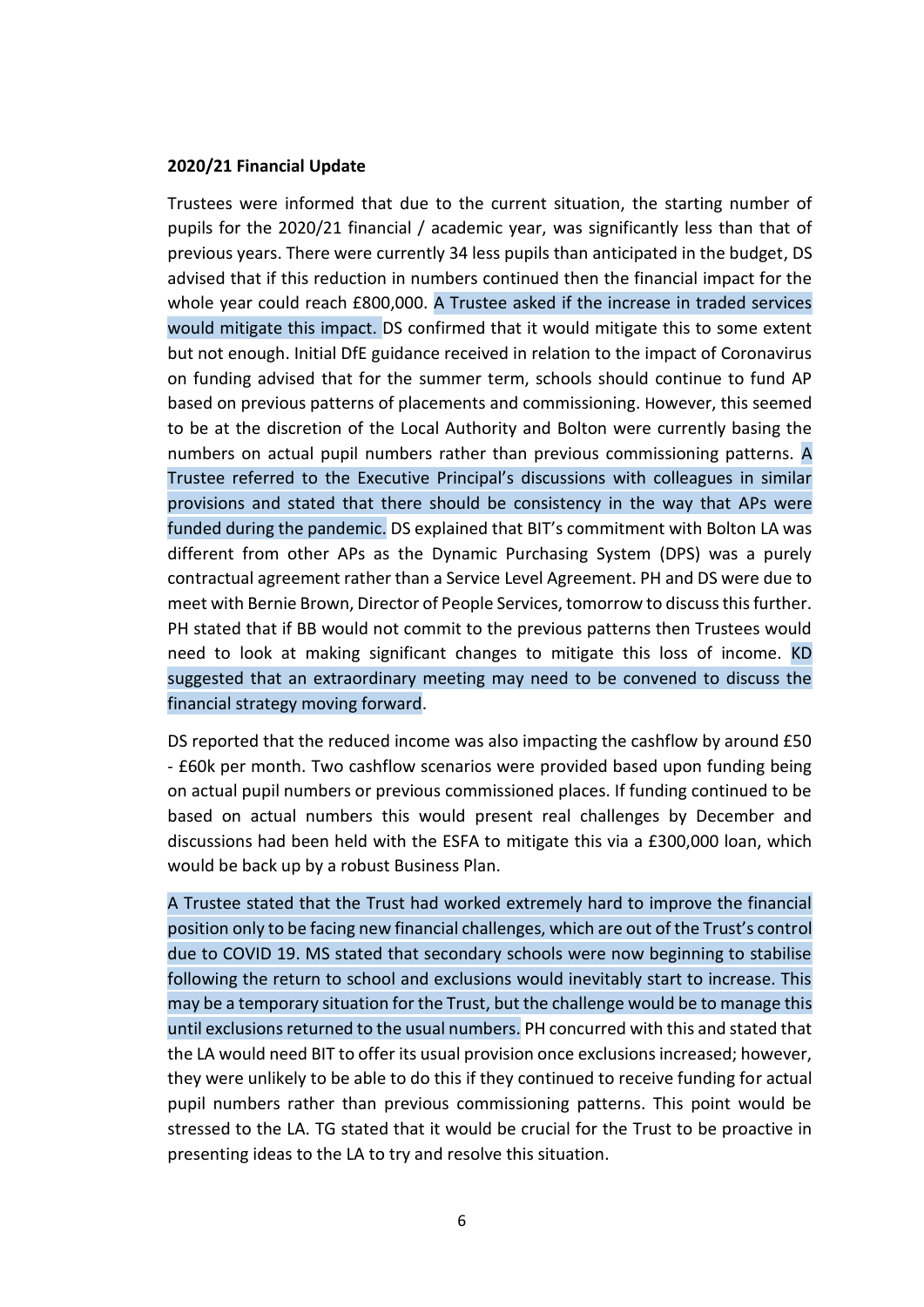**2020/21 Financial Update**

Trustees were informed that due to the current situation, the starting number of pupils for the 2020/21 financial / academic year, was significantly less than that of previous years. There were currently 34 less pupils than anticipated in the budget, DS advised that if this reduction in numbers continued then the financial impact for the whole year could reach £800,000. A Trustee asked if the increase in traded services would mitigate this impact. DS confirmed that it would mitigate this to some extent but not enough. Initial DfE guidance received in relation to the impact of Coronavirus on funding advised that for the summer term, schools should continue to fund AP based on previous patterns of placements and commissioning. However, this seemed to be at the discretion of the Local Authority and Bolton were currently basing the numbers on actual pupil numbers rather than previous commissioning patterns. A Trustee referred to the Executive Principal's discussions with colleagues in similar provisions and stated that there should be consistency in the way that APs were funded during the pandemic. DS explained that BIT's commitment with Bolton LA was different from other APs as the Dynamic Purchasing System (DPS) was a purely contractual agreement rather than a Service Level Agreement. PH and DS were due to meet with Bernie Brown, Director of People Services, tomorrow to discuss this further. PH stated that if BB would not commit to the previous patterns then Trustees would need to look at making significant changes to mitigate this loss of income. KD suggested that an extraordinary meeting may need to be convened to discuss the financial strategy moving forward.

DS reported that the reduced income was also impacting the cashflow by around £50 - £60k per month. Two cashflow scenarios were provided based upon funding being on actual pupil numbers or previous commissioned places. If funding continued to be based on actual numbers this would present real challenges by December and discussions had been held with the ESFA to mitigate this via a £300,000 loan, which would be back up by a robust Business Plan.

A Trustee stated that the Trust had worked extremely hard to improve the financial position only to be facing new financial challenges, which are out of the Trust's control due to COVID 19. MS stated that secondary schools were now beginning to stabilise following the return to school and exclusions would inevitably start to increase. This may be a temporary situation for the Trust, but the challenge would be to manage this until exclusions returned to the usual numbers. PH concurred with this and stated that the LA would need BIT to offer its usual provision once exclusions increased; however, they were unlikely to be able to do this if they continued to receive funding for actual pupil numbers rather than previous commissioning patterns. This point would be stressed to the LA. TG stated that it would be crucial for the Trust to be proactive in presenting ideas to the LA to try and resolve this situation.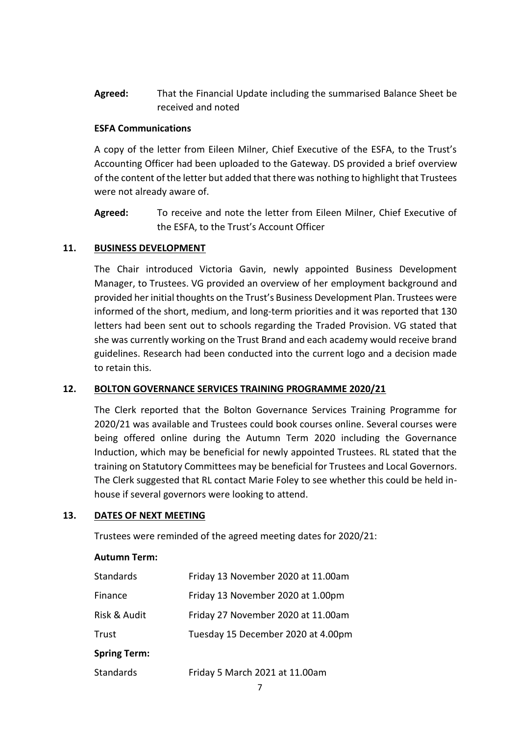**Agreed:** That the Financial Update including the summarised Balance Sheet be received and noted

**ESFA Communications**

A copy of the letter from Eileen Milner, Chief Executive of the ESFA, to the Trust's Accounting Officer had been uploaded to the Gateway. DS provided a brief overview of the content of the letter but added that there was nothing to highlight that Trustees were not already aware of.

**Agreed:** To receive and note the letter from Eileen Milner, Chief Executive of the ESFA, to the Trust's Account Officer

## 11. BUSINESS DEVELOPMENT

The Chair introduced Victoria Gavin, newly appointed Business Development Manager, to Trustees. VG provided an overview of her employment background and provided her initial thoughts on the Trust's Business Development Plan. Trustees were informed of the short, medium, and long-term priorities and it was reported that 130 letters had been sent out to schools regarding the Traded Provision. VG stated that she was currently working on the Trust Brand and each academy would receive brand guidelines. Research had been conducted into the current logo and a decision made to retain this.

## 12. BOLTON GOVERNANCE SERVICES TRAINING PROGRAMME 2020/21

The Clerk reported that the Bolton Governance Services Training Programme for 2020/21 was available and Trustees could book courses online. Several courses were being offered online during the Autumn Term 2020 including the Governance Induction, which may be beneficial for newly appointed Trustees. RL stated that the training on Statutory Committees may be beneficial for Trustees and Local Governors. The Clerk suggested that RL contact Marie Foley to see whether this could be held in-house if several governors were looking to attend.

## 13. DATES OF NEXT MEETING

Trustees were reminded of the agreed meeting dates for 2020/21:

**Autumn Term:**

| | |
|---|---|
| Standards | Friday 13 November 2020 at 11.00am |
| Finance | Friday 13 November 2020 at 1.00pm |
| Risk & Audit | Friday 27 November 2020 at 11.00am |
| Trust | Tuesday 15 December 2020 at 4.00pm |

**Spring Term:**

| | |
|---|---|
| Standards | Friday 5 March 2021 at 11.00am |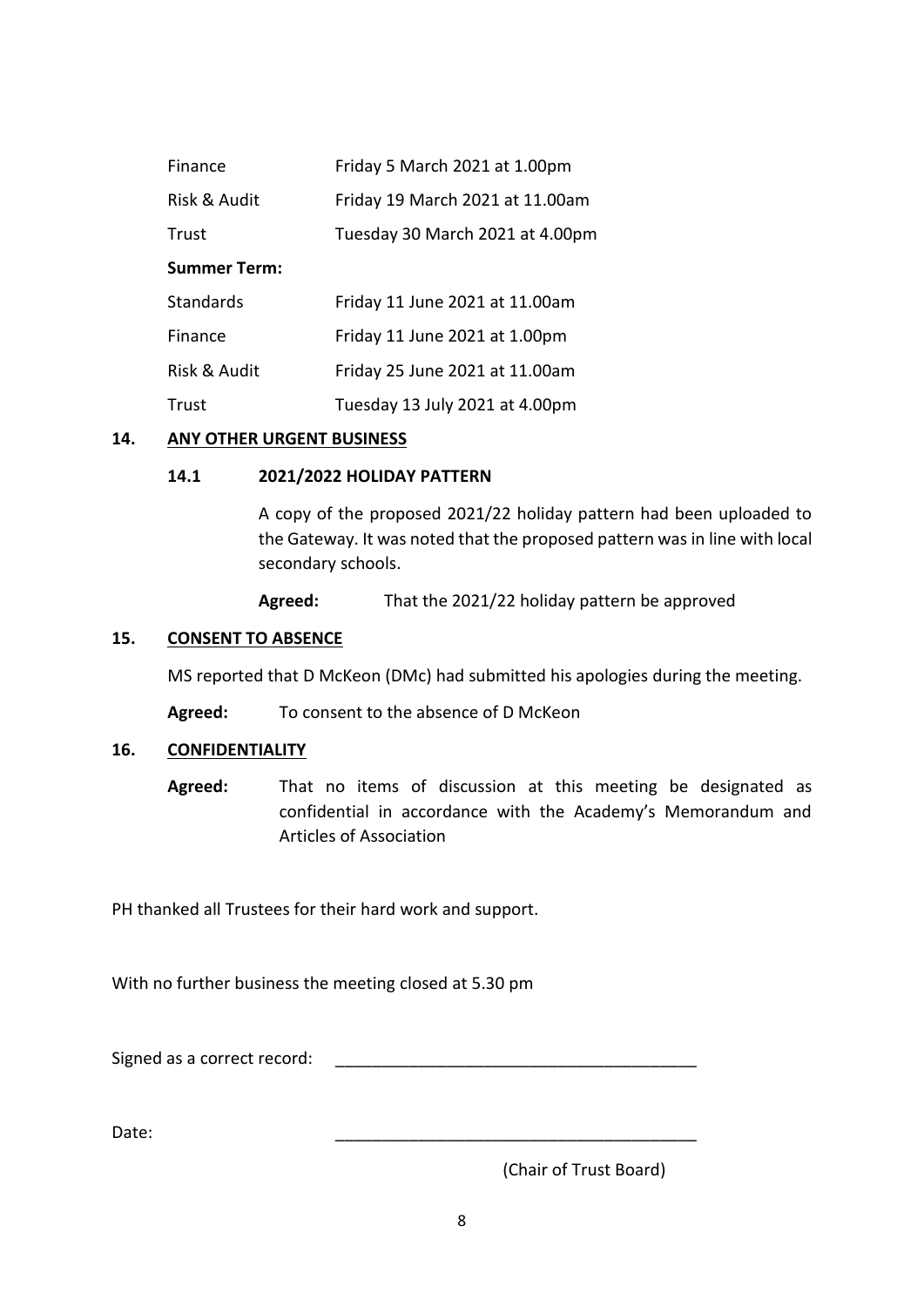| | |
|---|---|
| Finance | Friday 5 March 2021 at 1.00pm |
| Risk & Audit | Friday 19 March 2021 at 11.00am |
| Trust | Tuesday 30 March 2021 at 4.00pm |
| **Summer Term:** | |
| Standards | Friday 11 June 2021 at 11.00am |
| Finance | Friday 11 June 2021 at 1.00pm |
| Risk & Audit | Friday 25 June 2021 at 11.00am |
| Trust | Tuesday 13 July 2021 at 4.00pm |

## 14. ANY OTHER URGENT BUSINESS

### 14.1 2021/2022 HOLIDAY PATTERN

A copy of the proposed 2021/22 holiday pattern had been uploaded to the Gateway. It was noted that the proposed pattern was in line with local secondary schools.

**Agreed:** That the 2021/22 holiday pattern be approved

## 15. CONSENT TO ABSENCE

MS reported that D McKeon (DMc) had submitted his apologies during the meeting.

**Agreed:** To consent to the absence of D McKeon

## 16. CONFIDENTIALITY

**Agreed:** That no items of discussion at this meeting be designated as confidential in accordance with the Academy's Memorandum and Articles of Association

PH thanked all Trustees for their hard work and support.

With no further business the meeting closed at 5.30 pm

Signed as a correct record: ________________________________________

Date: ________________________________________

(Chair of Trust Board)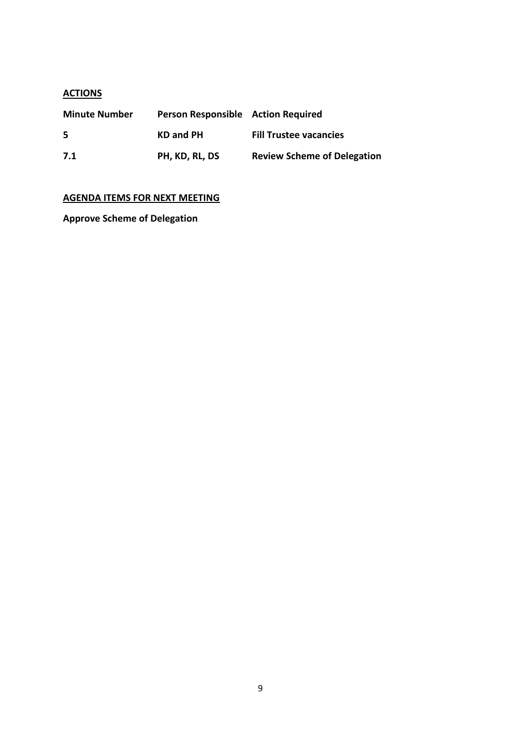**<u>ACTIONS</u>**

| Minute Number | Person Responsible | Action Required |
|---|---|---|
| 5 | KD and PH | Fill Trustee vacancies |
| 7.1 | PH, KD, RL, DS | Review Scheme of Delegation |

**<u>AGENDA ITEMS FOR NEXT MEETING</u>**

**Approve Scheme of Delegation**